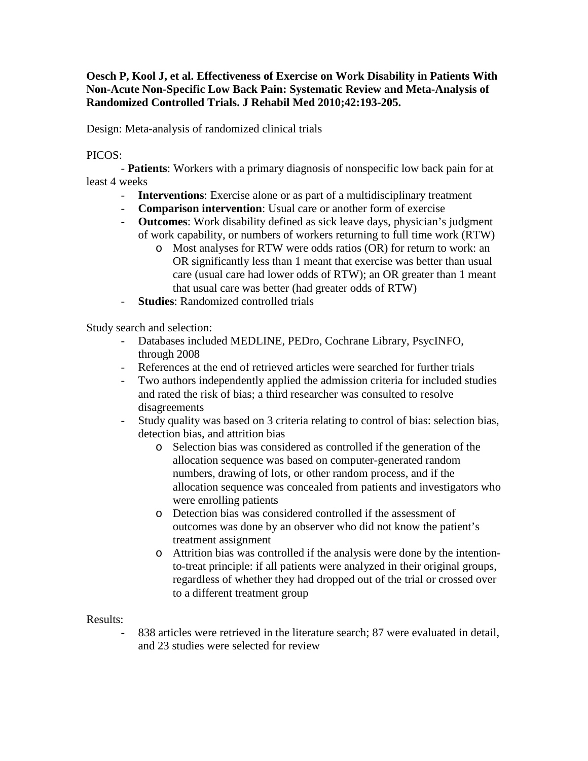**Oesch P, Kool J, et al. Effectiveness of Exercise on Work Disability in Patients With Non-Acute Non-Specific Low Back Pain: Systematic Review and Meta-Analysis of Randomized Controlled Trials. J Rehabil Med 2010;42:193-205.**

Design: Meta-analysis of randomized clinical trials

PICOS:

- **Patients**: Workers with a primary diagnosis of nonspecific low back pain for at least 4 weeks
- **Interventions**: Exercise alone or as part of a multidisciplinary treatment
- **Comparison intervention**: Usual care or another form of exercise
- **Outcomes**: Work disability defined as sick leave days, physician's judgment of work capability, or numbers of workers returning to full time work (RTW)
    - Most analyses for RTW were odds ratios (OR) for return to work: an OR significantly less than 1 meant that exercise was better than usual care (usual care had lower odds of RTW); an OR greater than 1 meant that usual care was better (had greater odds of RTW)
- **Studies**: Randomized controlled trials

Study search and selection:

- Databases included MEDLINE, PEDro, Cochrane Library, PsycINFO, through 2008
- References at the end of retrieved articles were searched for further trials
- Two authors independently applied the admission criteria for included studies and rated the risk of bias; a third researcher was consulted to resolve disagreements
- Study quality was based on 3 criteria relating to control of bias: selection bias, detection bias, and attrition bias
    - Selection bias was considered as controlled if the generation of the allocation sequence was based on computer-generated random numbers, drawing of lots, or other random process, and if the allocation sequence was concealed from patients and investigators who were enrolling patients
    - Detection bias was considered controlled if the assessment of outcomes was done by an observer who did not know the patient's treatment assignment
    - Attrition bias was controlled if the analysis were done by the intention-to-treat principle: if all patients were analyzed in their original groups, regardless of whether they had dropped out of the trial or crossed over to a different treatment group

Results:

- 838 articles were retrieved in the literature search; 87 were evaluated in detail, and 23 studies were selected for review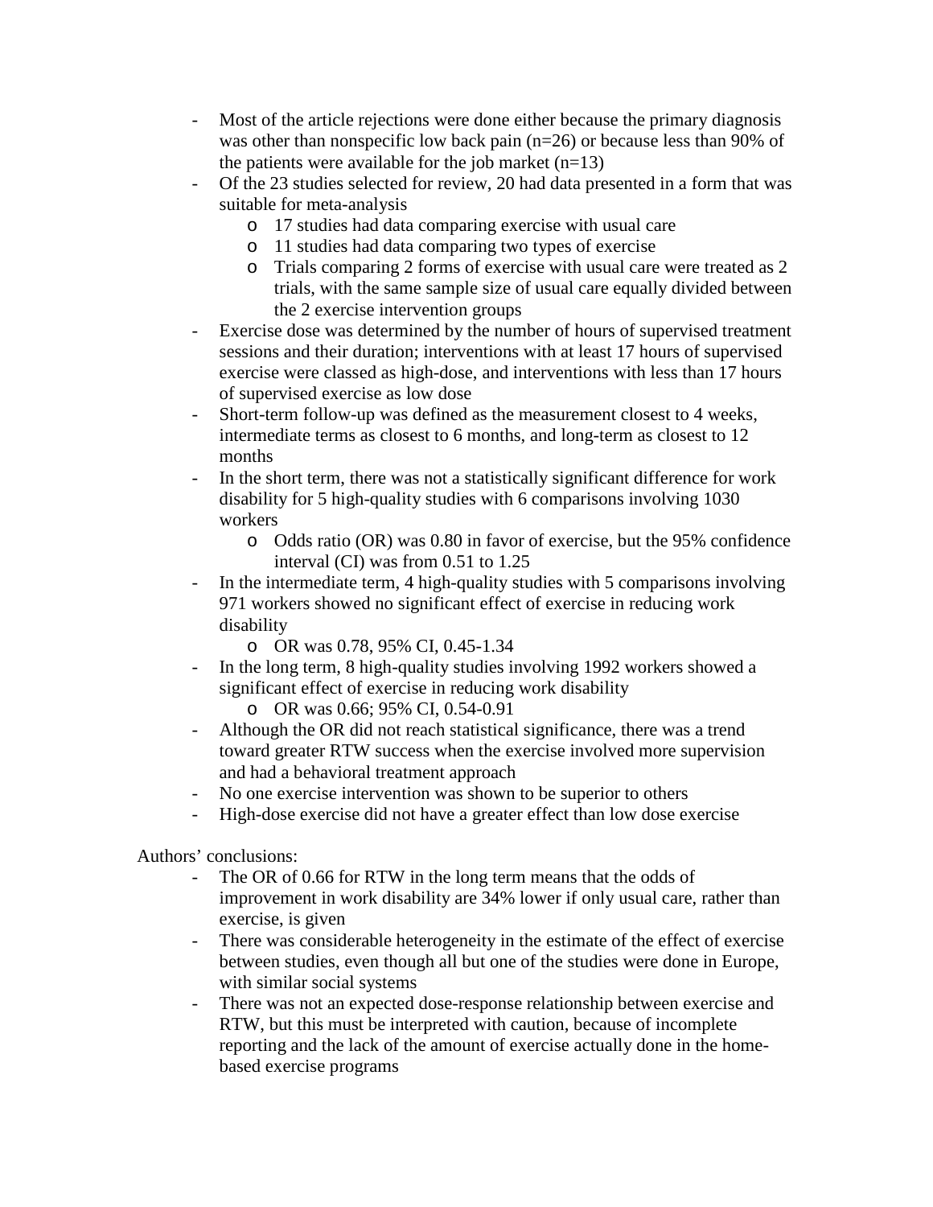- Most of the article rejections were done either because the primary diagnosis was other than nonspecific low back pain (n=26) or because less than 90% of the patients were available for the job market (n=13)
- Of the 23 studies selected for review, 20 had data presented in a form that was suitable for meta-analysis
    - 17 studies had data comparing exercise with usual care
    - 11 studies had data comparing two types of exercise
    - Trials comparing 2 forms of exercise with usual care were treated as 2 trials, with the same sample size of usual care equally divided between the 2 exercise intervention groups
- Exercise dose was determined by the number of hours of supervised treatment sessions and their duration; interventions with at least 17 hours of supervised exercise were classed as high-dose, and interventions with less than 17 hours of supervised exercise as low dose
- Short-term follow-up was defined as the measurement closest to 4 weeks, intermediate terms as closest to 6 months, and long-term as closest to 12 months
- In the short term, there was not a statistically significant difference for work disability for 5 high-quality studies with 6 comparisons involving 1030 workers
    - Odds ratio (OR) was 0.80 in favor of exercise, but the 95% confidence interval (CI) was from 0.51 to 1.25
- In the intermediate term, 4 high-quality studies with 5 comparisons involving 971 workers showed no significant effect of exercise in reducing work disability
    - OR was 0.78, 95% CI, 0.45-1.34
- In the long term, 8 high-quality studies involving 1992 workers showed a significant effect of exercise in reducing work disability
    - OR was 0.66; 95% CI, 0.54-0.91
- Although the OR did not reach statistical significance, there was a trend toward greater RTW success when the exercise involved more supervision and had a behavioral treatment approach
- No one exercise intervention was shown to be superior to others
- High-dose exercise did not have a greater effect than low dose exercise

Authors' conclusions:

- The OR of 0.66 for RTW in the long term means that the odds of improvement in work disability are 34% lower if only usual care, rather than exercise, is given
- There was considerable heterogeneity in the estimate of the effect of exercise between studies, even though all but one of the studies were done in Europe, with similar social systems
- There was not an expected dose-response relationship between exercise and RTW, but this must be interpreted with caution, because of incomplete reporting and the lack of the amount of exercise actually done in the home-based exercise programs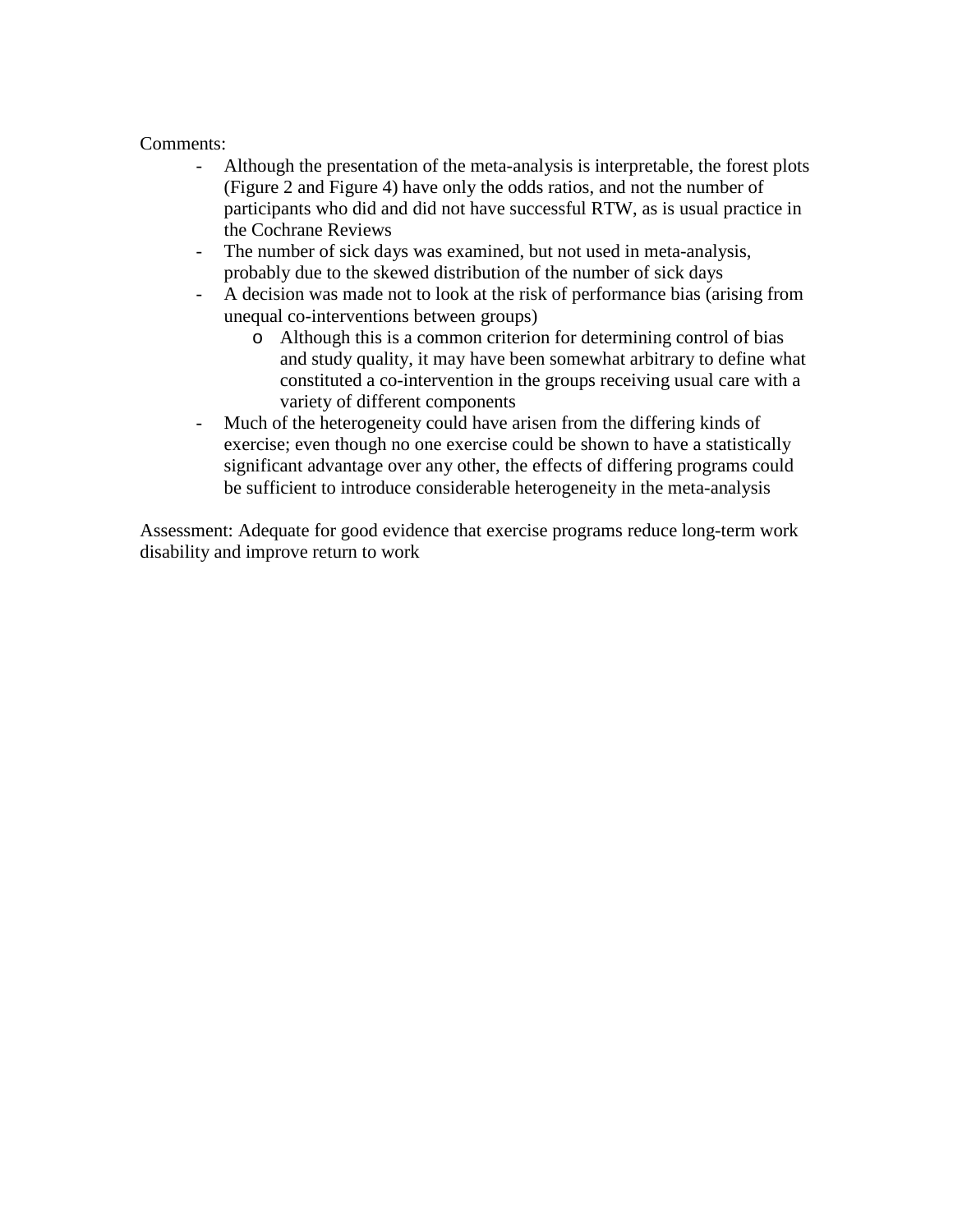Comments:

- Although the presentation of the meta-analysis is interpretable, the forest plots (Figure 2 and Figure 4) have only the odds ratios, and not the number of participants who did and did not have successful RTW, as is usual practice in the Cochrane Reviews
- The number of sick days was examined, but not used in meta-analysis, probably due to the skewed distribution of the number of sick days
- A decision was made not to look at the risk of performance bias (arising from unequal co-interventions between groups)
  - Although this is a common criterion for determining control of bias and study quality, it may have been somewhat arbitrary to define what constituted a co-intervention in the groups receiving usual care with a variety of different components
- Much of the heterogeneity could have arisen from the differing kinds of exercise; even though no one exercise could be shown to have a statistically significant advantage over any other, the effects of differing programs could be sufficient to introduce considerable heterogeneity in the meta-analysis

Assessment: Adequate for good evidence that exercise programs reduce long-term work disability and improve return to work